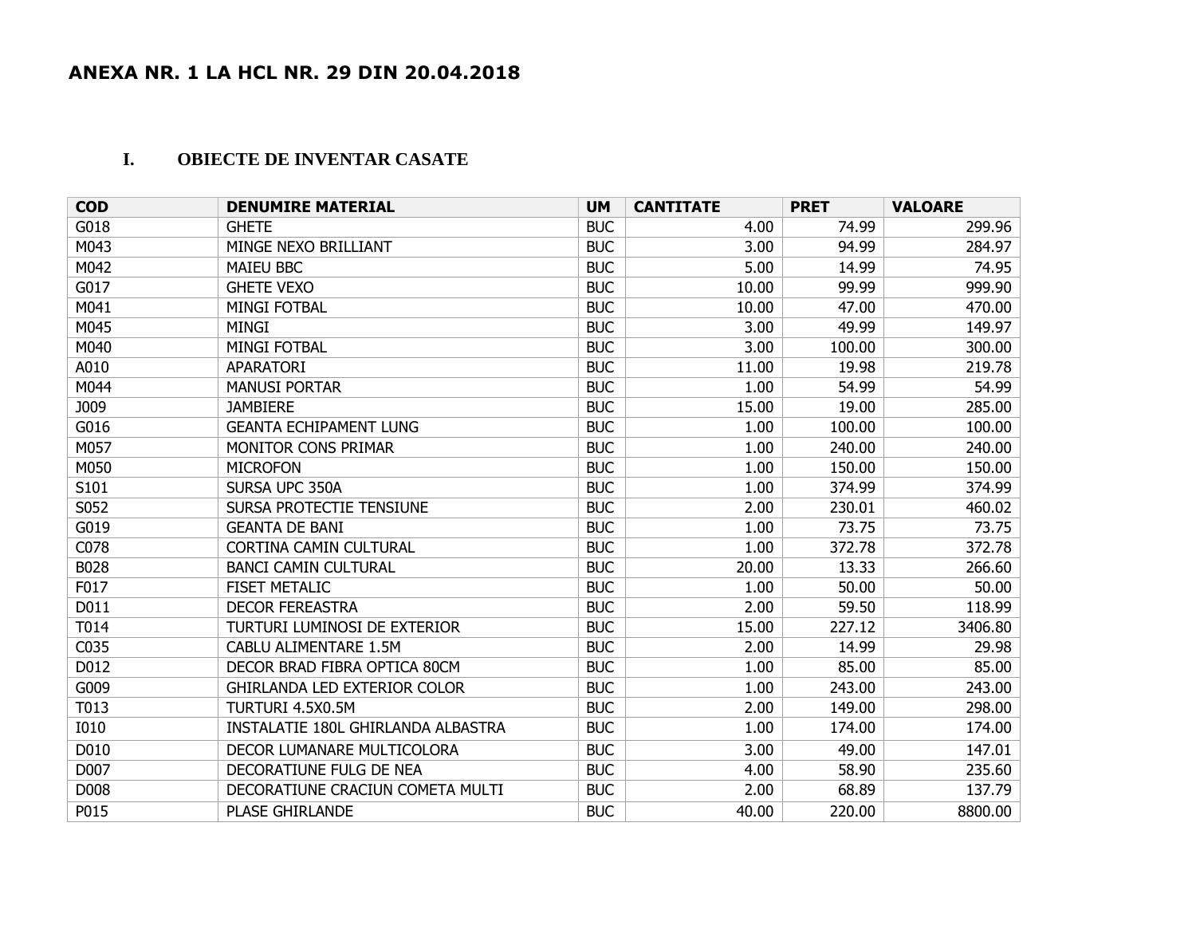## ANEXA NR. 1 LA HCL NR. 29 DIN 20.04.2018

### I. OBIECTE DE INVENTAR CASATE

| COD | DENUMIRE MATERIAL | UM | CANTITATE | PRET | VALOARE |
|---|---|---|---|---|---|
| G018 | GHETE | BUC | 4.00 | 74.99 | 299.96 |
| M043 | MINGE NEXO BRILLIANT | BUC | 3.00 | 94.99 | 284.97 |
| M042 | MAIEU BBC | BUC | 5.00 | 14.99 | 74.95 |
| G017 | GHETE VEXO | BUC | 10.00 | 99.99 | 999.90 |
| M041 | MINGI FOTBAL | BUC | 10.00 | 47.00 | 470.00 |
| M045 | MINGI | BUC | 3.00 | 49.99 | 149.97 |
| M040 | MINGI FOTBAL | BUC | 3.00 | 100.00 | 300.00 |
| A010 | APARATORI | BUC | 11.00 | 19.98 | 219.78 |
| M044 | MANUSI PORTAR | BUC | 1.00 | 54.99 | 54.99 |
| J009 | JAMBIERE | BUC | 15.00 | 19.00 | 285.00 |
| G016 | GEANTA ECHIPAMENT LUNG | BUC | 1.00 | 100.00 | 100.00 |
| M057 | MONITOR CONS PRIMAR | BUC | 1.00 | 240.00 | 240.00 |
| M050 | MICROFON | BUC | 1.00 | 150.00 | 150.00 |
| S101 | SURSA UPC 350A | BUC | 1.00 | 374.99 | 374.99 |
| S052 | SURSA PROTECTIE TENSIUNE | BUC | 2.00 | 230.01 | 460.02 |
| G019 | GEANTA DE BANI | BUC | 1.00 | 73.75 | 73.75 |
| C078 | CORTINA CAMIN CULTURAL | BUC | 1.00 | 372.78 | 372.78 |
| B028 | BANCI CAMIN CULTURAL | BUC | 20.00 | 13.33 | 266.60 |
| F017 | FISET METALIC | BUC | 1.00 | 50.00 | 50.00 |
| D011 | DECOR FEREASTRA | BUC | 2.00 | 59.50 | 118.99 |
| T014 | TURTURI LUMINOSI DE EXTERIOR | BUC | 15.00 | 227.12 | 3406.80 |
| C035 | CABLU ALIMENTARE 1.5M | BUC | 2.00 | 14.99 | 29.98 |
| D012 | DECOR BRAD FIBRA OPTICA 80CM | BUC | 1.00 | 85.00 | 85.00 |
| G009 | GHIRLANDA LED EXTERIOR COLOR | BUC | 1.00 | 243.00 | 243.00 |
| T013 | TURTURI 4.5X0.5M | BUC | 2.00 | 149.00 | 298.00 |
| I010 | INSTALATIE 180L GHIRLANDA ALBASTRA | BUC | 1.00 | 174.00 | 174.00 |
| D010 | DECOR LUMANARE MULTICOLORA | BUC | 3.00 | 49.00 | 147.01 |
| D007 | DECORATIUNE FULG DE NEA | BUC | 4.00 | 58.90 | 235.60 |
| D008 | DECORATIUNE CRACIUN COMETA MULTI | BUC | 2.00 | 68.89 | 137.79 |
| P015 | PLASE GHIRLANDE | BUC | 40.00 | 220.00 | 8800.00 |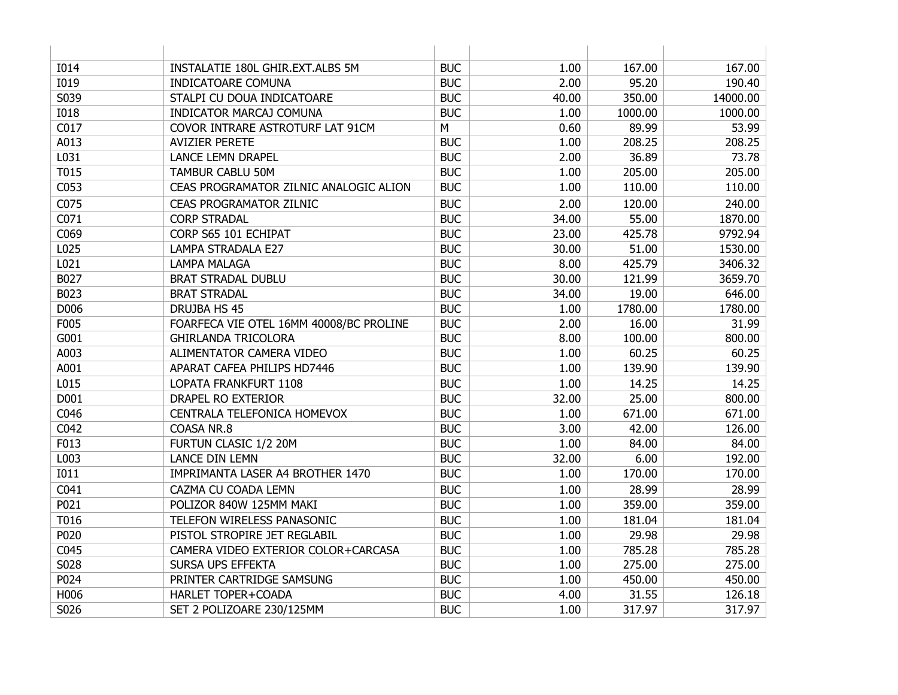| | | | | | |
|---|---|---|---|---|---|
| I014 | INSTALATIE 180L GHIR.EXT.ALBS 5M | BUC | 1.00 | 167.00 | 167.00 |
| I019 | INDICATOARE COMUNA | BUC | 2.00 | 95.20 | 190.40 |
| S039 | STALPI CU DOUA INDICATOARE | BUC | 40.00 | 350.00 | 14000.00 |
| I018 | INDICATOR MARCAJ COMUNA | BUC | 1.00 | 1000.00 | 1000.00 |
| C017 | COVOR INTRARE ASTROTURF LAT 91CM | M | 0.60 | 89.99 | 53.99 |
| A013 | AVIZIER PERETE | BUC | 1.00 | 208.25 | 208.25 |
| L031 | LANCE LEMN DRAPEL | BUC | 2.00 | 36.89 | 73.78 |
| T015 | TAMBUR CABLU 50M | BUC | 1.00 | 205.00 | 205.00 |
| C053 | CEAS PROGRAMATOR ZILNIC ANALOGIC ALION | BUC | 1.00 | 110.00 | 110.00 |
| C075 | CEAS PROGRAMATOR ZILNIC | BUC | 2.00 | 120.00 | 240.00 |
| C071 | CORP STRADAL | BUC | 34.00 | 55.00 | 1870.00 |
| C069 | CORP S65 101 ECHIPAT | BUC | 23.00 | 425.78 | 9792.94 |
| L025 | LAMPA STRADALA E27 | BUC | 30.00 | 51.00 | 1530.00 |
| L021 | LAMPA MALAGA | BUC | 8.00 | 425.79 | 3406.32 |
| B027 | BRAT STRADAL DUBLU | BUC | 30.00 | 121.99 | 3659.70 |
| B023 | BRAT STRADAL | BUC | 34.00 | 19.00 | 646.00 |
| D006 | DRUJBA HS 45 | BUC | 1.00 | 1780.00 | 1780.00 |
| F005 | FOARFECA VIE OTEL 16MM 40008/BC PROLINE | BUC | 2.00 | 16.00 | 31.99 |
| G001 | GHIRLANDA TRICOLORA | BUC | 8.00 | 100.00 | 800.00 |
| A003 | ALIMENTATOR CAMERA VIDEO | BUC | 1.00 | 60.25 | 60.25 |
| A001 | APARAT CAFEA PHILIPS HD7446 | BUC | 1.00 | 139.90 | 139.90 |
| L015 | LOPATA FRANKFURT 1108 | BUC | 1.00 | 14.25 | 14.25 |
| D001 | DRAPEL RO EXTERIOR | BUC | 32.00 | 25.00 | 800.00 |
| C046 | CENTRALA TELEFONICA HOMEVOX | BUC | 1.00 | 671.00 | 671.00 |
| C042 | COASA NR.8 | BUC | 3.00 | 42.00 | 126.00 |
| F013 | FURTUN CLASIC 1/2 20M | BUC | 1.00 | 84.00 | 84.00 |
| L003 | LANCE DIN LEMN | BUC | 32.00 | 6.00 | 192.00 |
| I011 | IMPRIMANTA LASER A4 BROTHER 1470 | BUC | 1.00 | 170.00 | 170.00 |
| C041 | CAZMA CU COADA LEMN | BUC | 1.00 | 28.99 | 28.99 |
| P021 | POLIZOR 840W 125MM MAKI | BUC | 1.00 | 359.00 | 359.00 |
| T016 | TELEFON WIRELESS PANASONIC | BUC | 1.00 | 181.04 | 181.04 |
| P020 | PISTOL STROPIRE JET REGLABIL | BUC | 1.00 | 29.98 | 29.98 |
| C045 | CAMERA VIDEO EXTERIOR COLOR+CARCASA | BUC | 1.00 | 785.28 | 785.28 |
| S028 | SURSA UPS EFFEKTA | BUC | 1.00 | 275.00 | 275.00 |
| P024 | PRINTER CARTRIDGE SAMSUNG | BUC | 1.00 | 450.00 | 450.00 |
| H006 | HARLET TOPER+COADA | BUC | 4.00 | 31.55 | 126.18 |
| S026 | SET 2 POLIZOARE 230/125MM | BUC | 1.00 | 317.97 | 317.97 |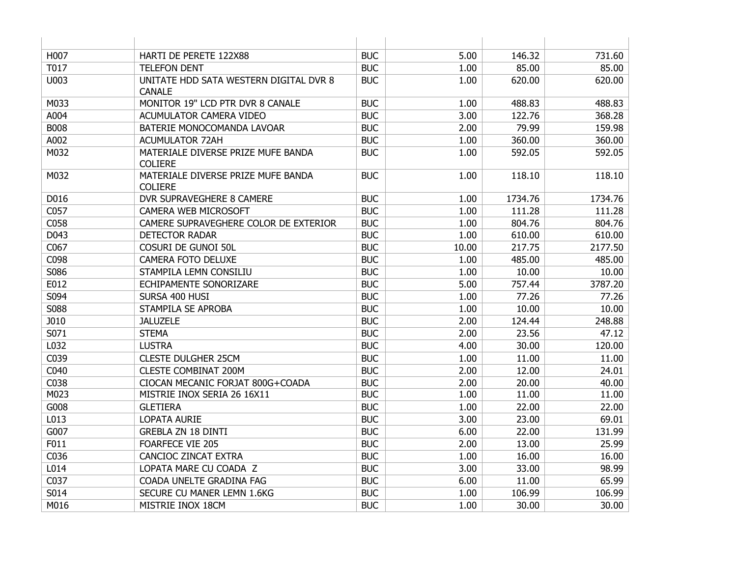| | | | | | |
|---|---|---|---|---|---|
| H007 | HARTI DE PERETE 122X88 | BUC | 5.00 | 146.32 | 731.60 |
| T017 | TELEFON DENT | BUC | 1.00 | 85.00 | 85.00 |
| U003 | UNITATE HDD SATA WESTERN DIGITAL DVR 8 CANALE | BUC | 1.00 | 620.00 | 620.00 |
| M033 | MONITOR 19" LCD PTR DVR 8 CANALE | BUC | 1.00 | 488.83 | 488.83 |
| A004 | ACUMULATOR CAMERA VIDEO | BUC | 3.00 | 122.76 | 368.28 |
| B008 | BATERIE MONOCOMANDA LAVOAR | BUC | 2.00 | 79.99 | 159.98 |
| A002 | ACUMULATOR 72AH | BUC | 1.00 | 360.00 | 360.00 |
| M032 | MATERIALE DIVERSE PRIZE MUFE BANDA COLIERE | BUC | 1.00 | 592.05 | 592.05 |
| M032 | MATERIALE DIVERSE PRIZE MUFE BANDA COLIERE | BUC | 1.00 | 118.10 | 118.10 |
| D016 | DVR SUPRAVEGHERE 8 CAMERE | BUC | 1.00 | 1734.76 | 1734.76 |
| C057 | CAMERA WEB MICROSOFT | BUC | 1.00 | 111.28 | 111.28 |
| C058 | CAMERE SUPRAVEGHERE COLOR DE EXTERIOR | BUC | 1.00 | 804.76 | 804.76 |
| D043 | DETECTOR RADAR | BUC | 1.00 | 610.00 | 610.00 |
| C067 | COSURI DE GUNOI 50L | BUC | 10.00 | 217.75 | 2177.50 |
| C098 | CAMERA FOTO DELUXE | BUC | 1.00 | 485.00 | 485.00 |
| S086 | STAMPILA LEMN CONSILIU | BUC | 1.00 | 10.00 | 10.00 |
| E012 | ECHIPAMENTE SONORIZARE | BUC | 5.00 | 757.44 | 3787.20 |
| S094 | SURSA 400 HUSI | BUC | 1.00 | 77.26 | 77.26 |
| S088 | STAMPILA SE APROBA | BUC | 1.00 | 10.00 | 10.00 |
| J010 | JALUZELE | BUC | 2.00 | 124.44 | 248.88 |
| S071 | STEMA | BUC | 2.00 | 23.56 | 47.12 |
| L032 | LUSTRA | BUC | 4.00 | 30.00 | 120.00 |
| C039 | CLESTE DULGHER 25CM | BUC | 1.00 | 11.00 | 11.00 |
| C040 | CLESTE COMBINAT 200M | BUC | 2.00 | 12.00 | 24.01 |
| C038 | CIOCAN MECANIC FORJAT 800G+COADA | BUC | 2.00 | 20.00 | 40.00 |
| M023 | MISTRIE INOX SERIA 26 16X11 | BUC | 1.00 | 11.00 | 11.00 |
| G008 | GLETIERA | BUC | 1.00 | 22.00 | 22.00 |
| L013 | LOPATA AURIE | BUC | 3.00 | 23.00 | 69.01 |
| G007 | GREBLA ZN 18 DINTI | BUC | 6.00 | 22.00 | 131.99 |
| F011 | FOARFECE VIE 205 | BUC | 2.00 | 13.00 | 25.99 |
| C036 | CANCIOC ZINCAT EXTRA | BUC | 1.00 | 16.00 | 16.00 |
| L014 | LOPATA MARE CU COADA Z | BUC | 3.00 | 33.00 | 98.99 |
| C037 | COADA UNELTE GRADINA FAG | BUC | 6.00 | 11.00 | 65.99 |
| S014 | SECURE CU MANER LEMN 1.6KG | BUC | 1.00 | 106.99 | 106.99 |
| M016 | MISTRIE INOX 18CM | BUC | 1.00 | 30.00 | 30.00 |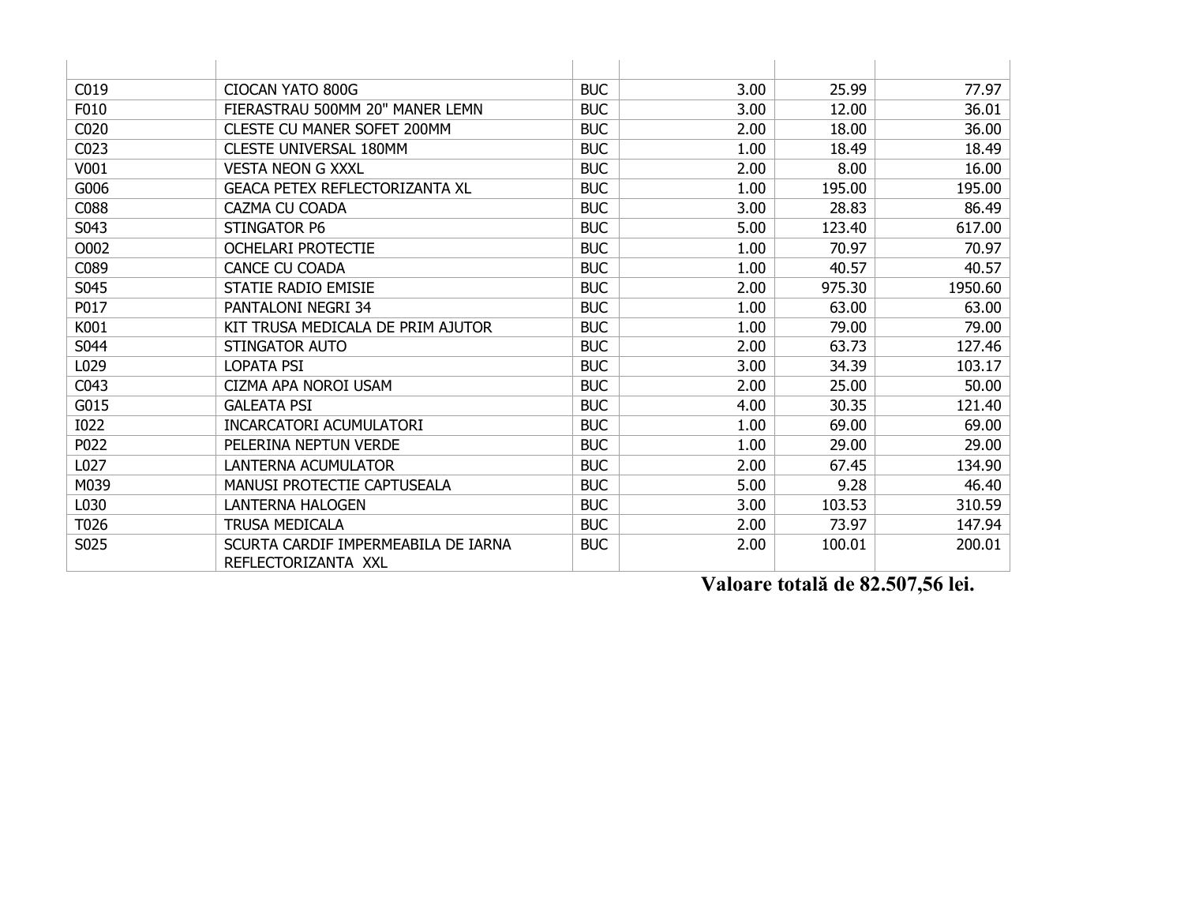| | | | | | |
|---|---|---|---|---|---|
| C019 | CIOCAN YATO 800G | BUC | 3.00 | 25.99 | 77.97 |
| F010 | FIERASTRAU 500MM 20" MANER LEMN | BUC | 3.00 | 12.00 | 36.01 |
| C020 | CLESTE CU MANER SOFET 200MM | BUC | 2.00 | 18.00 | 36.00 |
| C023 | CLESTE UNIVERSAL 180MM | BUC | 1.00 | 18.49 | 18.49 |
| V001 | VESTA NEON G XXXL | BUC | 2.00 | 8.00 | 16.00 |
| G006 | GEACA PETEX REFLECTORIZANTA XL | BUC | 1.00 | 195.00 | 195.00 |
| C088 | CAZMA CU COADA | BUC | 3.00 | 28.83 | 86.49 |
| S043 | STINGATOR P6 | BUC | 5.00 | 123.40 | 617.00 |
| O002 | OCHELARI PROTECTIE | BUC | 1.00 | 70.97 | 70.97 |
| C089 | CANCE CU COADA | BUC | 1.00 | 40.57 | 40.57 |
| S045 | STATIE RADIO EMISIE | BUC | 2.00 | 975.30 | 1950.60 |
| P017 | PANTALONI NEGRI 34 | BUC | 1.00 | 63.00 | 63.00 |
| K001 | KIT TRUSA MEDICALA DE PRIM AJUTOR | BUC | 1.00 | 79.00 | 79.00 |
| S044 | STINGATOR AUTO | BUC | 2.00 | 63.73 | 127.46 |
| L029 | LOPATA PSI | BUC | 3.00 | 34.39 | 103.17 |
| C043 | CIZMA APA NOROI USAM | BUC | 2.00 | 25.00 | 50.00 |
| G015 | GALEATA PSI | BUC | 4.00 | 30.35 | 121.40 |
| I022 | INCARCATORI ACUMULATORI | BUC | 1.00 | 69.00 | 69.00 |
| P022 | PELERINA NEPTUN VERDE | BUC | 1.00 | 29.00 | 29.00 |
| L027 | LANTERNA ACUMULATOR | BUC | 2.00 | 67.45 | 134.90 |
| M039 | MANUSI PROTECTIE CAPTUSEALA | BUC | 5.00 | 9.28 | 46.40 |
| L030 | LANTERNA HALOGEN | BUC | 3.00 | 103.53 | 310.59 |
| T026 | TRUSA MEDICALA | BUC | 2.00 | 73.97 | 147.94 |
| S025 | SCURTA CARDIF IMPERMEABILA DE IARNA REFLECTORIZANTA XXL | BUC | 2.00 | 100.01 | 200.01 |

**Valoare totală de 82.507,56 lei.**